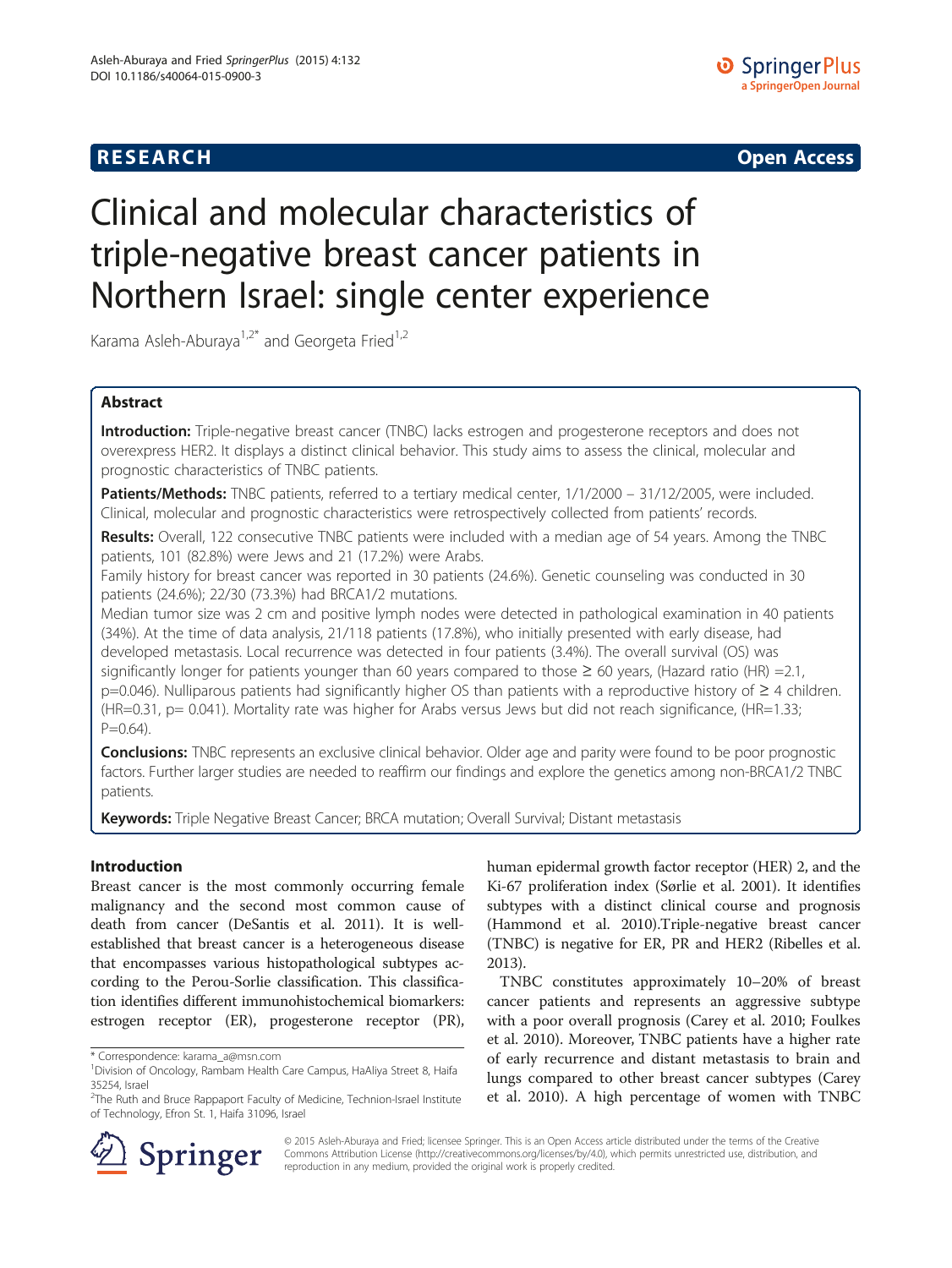**RESEARCH** **Open Access**

# Clinical and molecular characteristics of triple-negative breast cancer patients in Northern Israel: single center experience

Karama Asleh-Aburaya[1,2*] and Georgeta Fried[1,2]

## Abstract

**Introduction:** Triple-negative breast cancer (TNBC) lacks estrogen and progesterone receptors and does not overexpress HER2. It displays a distinct clinical behavior. This study aims to assess the clinical, molecular and prognostic characteristics of TNBC patients.

**Patients/Methods:** TNBC patients, referred to a tertiary medical center, 1/1/2000 – 31/12/2005, were included. Clinical, molecular and prognostic characteristics were retrospectively collected from patients' records.

**Results:** Overall, 122 consecutive TNBC patients were included with a median age of 54 years. Among the TNBC patients, 101 (82.8%) were Jews and 21 (17.2%) were Arabs.

Family history for breast cancer was reported in 30 patients (24.6%). Genetic counseling was conducted in 30 patients (24.6%); 22/30 (73.3%) had BRCA1/2 mutations.

Median tumor size was 2 cm and positive lymph nodes were detected in pathological examination in 40 patients (34%). At the time of data analysis, 21/118 patients (17.8%), who initially presented with early disease, had developed metastasis. Local recurrence was detected in four patients (3.4%). The overall survival (OS) was significantly longer for patients younger than 60 years compared to those ≥ 60 years, (Hazard ratio (HR) =2.1, p=0.046). Nulliparous patients had significantly higher OS than patients with a reproductive history of ≥ 4 children. (HR=0.31, p= 0.041). Mortality rate was higher for Arabs versus Jews but did not reach significance, (HR=1.33; P=0.64).

**Conclusions:** TNBC represents an exclusive clinical behavior. Older age and parity were found to be poor prognostic factors. Further larger studies are needed to reaffirm our findings and explore the genetics among non-BRCA1/2 TNBC patients.

**Keywords:** Triple Negative Breast Cancer; BRCA mutation; Overall Survival; Distant metastasis

## Introduction

Breast cancer is the most commonly occurring female malignancy and the second most common cause of death from cancer (DeSantis et al. 2011). It is well-established that breast cancer is a heterogeneous disease that encompasses various histopathological subtypes according to the Perou-Sorlie classification. This classification identifies different immunohistochemical biomarkers: estrogen receptor (ER), progesterone receptor (PR), human epidermal growth factor receptor (HER) 2, and the Ki-67 proliferation index (Sørlie et al. 2001). It identifies subtypes with a distinct clinical course and prognosis (Hammond et al. 2010).Triple-negative breast cancer (TNBC) is negative for ER, PR and HER2 (Ribelles et al. 2013).

TNBC constitutes approximately 10–20% of breast cancer patients and represents an aggressive subtype with a poor overall prognosis (Carey et al. 2010; Foulkes et al. 2010). Moreover, TNBC patients have a higher rate of early recurrence and distant metastasis to brain and lungs compared to other breast cancer subtypes (Carey et al. 2010). A high percentage of women with TNBC

\* Correspondence: karama_a@msn.com
[1]Division of Oncology, Rambam Health Care Campus, HaAliya Street 8, Haifa 35254, Israel
[2]The Ruth and Bruce Rappaport Faculty of Medicine, Technion-Israel Institute of Technology, Efron St. 1, Haifa 31096, Israel

© 2015 Asleh-Aburaya and Fried; licensee Springer. This is an Open Access article distributed under the terms of the Creative Commons Attribution License (http://creativecommons.org/licenses/by/4.0), which permits unrestricted use, distribution, and reproduction in any medium, provided the original work is properly credited.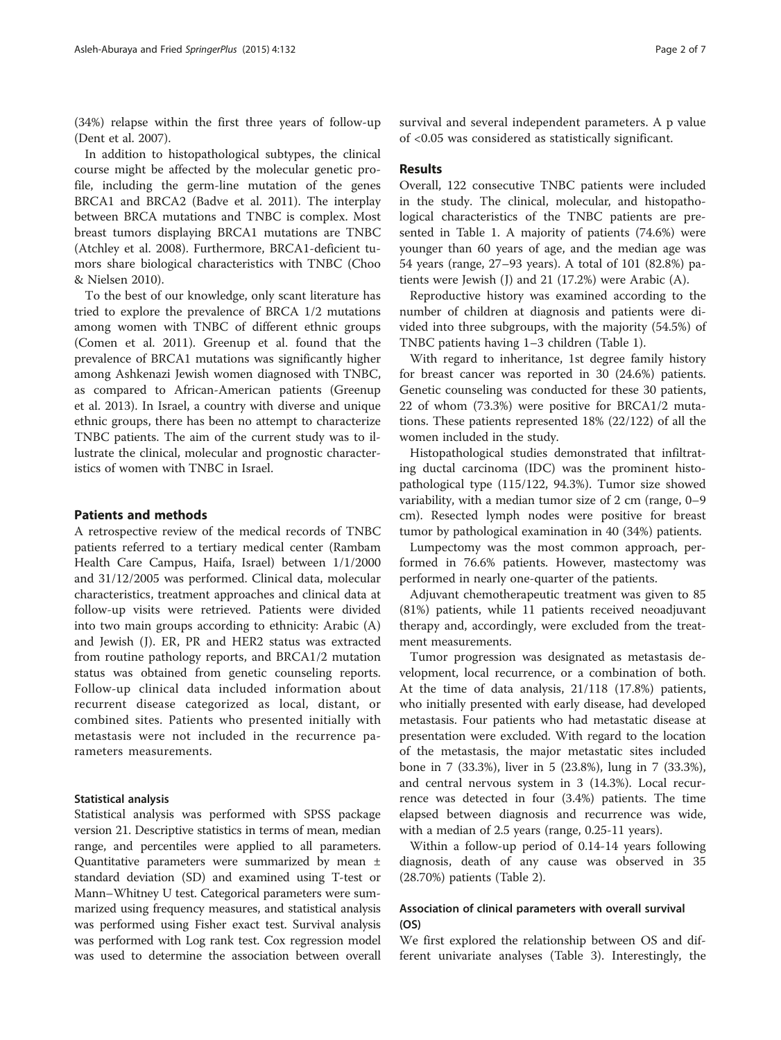(34%) relapse within the first three years of follow-up (Dent et al. 2007).

In addition to histopathological subtypes, the clinical course might be affected by the molecular genetic profile, including the germ-line mutation of the genes BRCA1 and BRCA2 (Badve et al. 2011). The interplay between BRCA mutations and TNBC is complex. Most breast tumors displaying BRCA1 mutations are TNBC (Atchley et al. 2008). Furthermore, BRCA1-deficient tumors share biological characteristics with TNBC (Choo & Nielsen 2010).

To the best of our knowledge, only scant literature has tried to explore the prevalence of BRCA 1/2 mutations among women with TNBC of different ethnic groups (Comen et al. 2011). Greenup et al. found that the prevalence of BRCA1 mutations was significantly higher among Ashkenazi Jewish women diagnosed with TNBC, as compared to African-American patients (Greenup et al. 2013). In Israel, a country with diverse and unique ethnic groups, there has been no attempt to characterize TNBC patients. The aim of the current study was to illustrate the clinical, molecular and prognostic characteristics of women with TNBC in Israel.

## Patients and methods

A retrospective review of the medical records of TNBC patients referred to a tertiary medical center (Rambam Health Care Campus, Haifa, Israel) between 1/1/2000 and 31/12/2005 was performed. Clinical data, molecular characteristics, treatment approaches and clinical data at follow-up visits were retrieved. Patients were divided into two main groups according to ethnicity: Arabic (A) and Jewish (J). ER, PR and HER2 status was extracted from routine pathology reports, and BRCA1/2 mutation status was obtained from genetic counseling reports. Follow-up clinical data included information about recurrent disease categorized as local, distant, or combined sites. Patients who presented initially with metastasis were not included in the recurrence parameters measurements.

### Statistical analysis

Statistical analysis was performed with SPSS package version 21. Descriptive statistics in terms of mean, median range, and percentiles were applied to all parameters. Quantitative parameters were summarized by mean ± standard deviation (SD) and examined using T-test or Mann–Whitney U test. Categorical parameters were summarized using frequency measures, and statistical analysis was performed using Fisher exact test. Survival analysis was performed with Log rank test. Cox regression model was used to determine the association between overall survival and several independent parameters. A p value of $<0.05$ was considered as statistically significant.

## Results

Overall, 122 consecutive TNBC patients were included in the study. The clinical, molecular, and histopathological characteristics of the TNBC patients are presented in Table 1. A majority of patients (74.6%) were younger than 60 years of age, and the median age was 54 years (range, 27–93 years). A total of 101 (82.8%) patients were Jewish (J) and 21 (17.2%) were Arabic (A).

Reproductive history was examined according to the number of children at diagnosis and patients were divided into three subgroups, with the majority (54.5%) of TNBC patients having 1–3 children (Table 1).

With regard to inheritance, 1st degree family history for breast cancer was reported in 30 (24.6%) patients. Genetic counseling was conducted for these 30 patients, 22 of whom (73.3%) were positive for BRCA1/2 mutations. These patients represented 18% (22/122) of all the women included in the study.

Histopathological studies demonstrated that infiltrating ductal carcinoma (IDC) was the prominent histopathological type (115/122, 94.3%). Tumor size showed variability, with a median tumor size of 2 cm (range, 0–9 cm). Resected lymph nodes were positive for breast tumor by pathological examination in 40 (34%) patients.

Lumpectomy was the most common approach, performed in 76.6% patients. However, mastectomy was performed in nearly one-quarter of the patients.

Adjuvant chemotherapeutic treatment was given to 85 (81%) patients, while 11 patients received neoadjuvant therapy and, accordingly, were excluded from the treatment measurements.

Tumor progression was designated as metastasis development, local recurrence, or a combination of both. At the time of data analysis, 21/118 (17.8%) patients, who initially presented with early disease, had developed metastasis. Four patients who had metastatic disease at presentation were excluded. With regard to the location of the metastasis, the major metastatic sites included bone in 7 (33.3%), liver in 5 (23.8%), lung in 7 (33.3%), and central nervous system in 3 (14.3%). Local recurrence was detected in four (3.4%) patients. The time elapsed between diagnosis and recurrence was wide, with a median of 2.5 years (range, 0.25-11 years).

Within a follow-up period of 0.14-14 years following diagnosis, death of any cause was observed in 35 (28.70%) patients (Table 2).

### Association of clinical parameters with overall survival (OS)

We first explored the relationship between OS and different univariate analyses (Table 3). Interestingly, the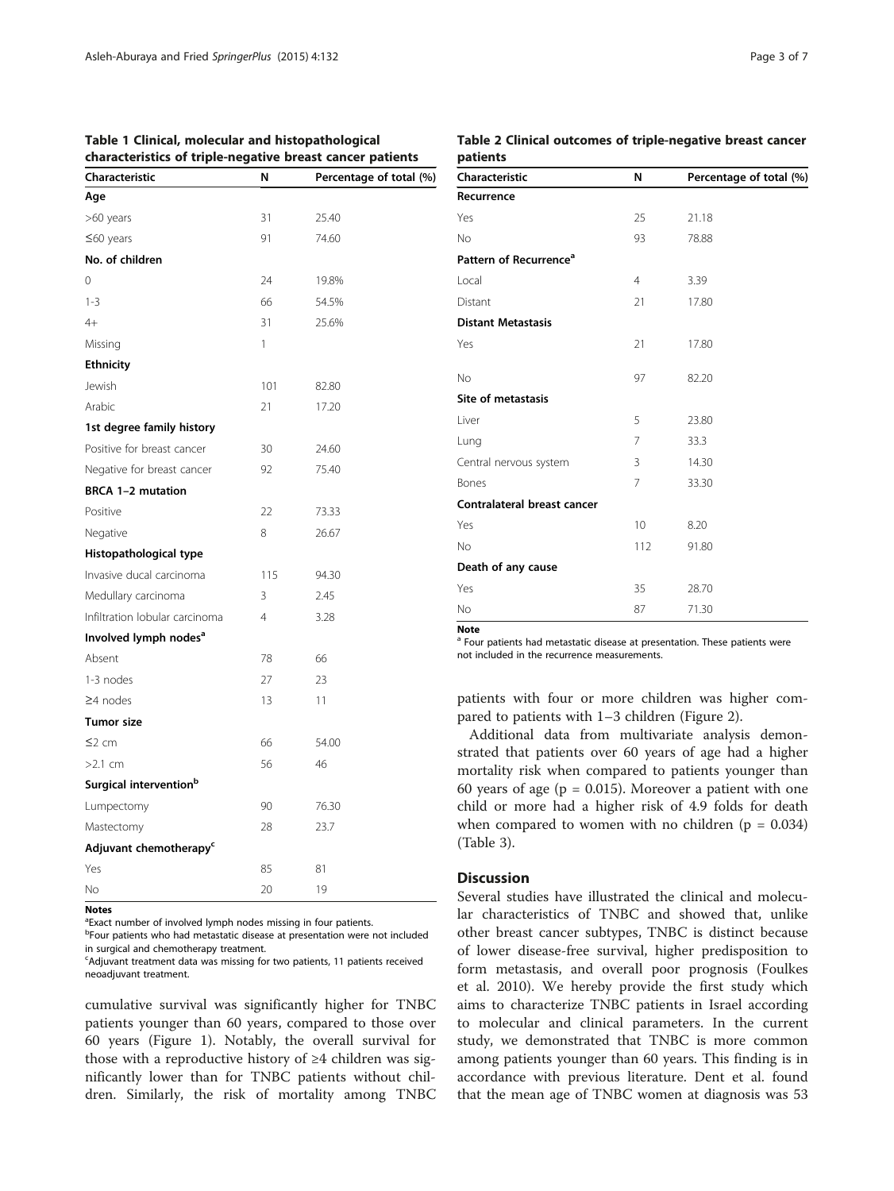**Table 1 Clinical, molecular and histopathological characteristics of triple-negative breast cancer patients**

| Characteristic | N | Percentage of total (%) |
|---|---|---|
| **Age** | | |
| >60 years | 31 | 25.40 |
| ≤60 years | 91 | 74.60 |
| **No. of children** | | |
| 0 | 24 | 19.8% |
| 1-3 | 66 | 54.5% |
| 4+ | 31 | 25.6% |
| Missing | 1 | |
| **Ethnicity** | | |
| Jewish | 101 | 82.80 |
| Arabic | 21 | 17.20 |
| **1st degree family history** | | |
| Positive for breast cancer | 30 | 24.60 |
| Negative for breast cancer | 92 | 75.40 |
| **BRCA 1–2 mutation** | | |
| Positive | 22 | 73.33 |
| Negative | 8 | 26.67 |
| **Histopathological type** | | |
| Invasive ducal carcinoma | 115 | 94.30 |
| Medullary carcinoma | 3 | 2.45 |
| Infiltration lobular carcinoma | 4 | 3.28 |
| **Involved lymph nodes[a]** | | |
| Absent | 78 | 66 |
| 1-3 nodes | 27 | 23 |
| ≥4 nodes | 13 | 11 |
| **Tumor size** | | |
| ≤2 cm | 66 | 54.00 |
| >2.1 cm | 56 | 46 |
| **Surgical intervention[b]** | | |
| Lumpectomy | 90 | 76.30 |
| Mastectomy | 28 | 23.7 |
| **Adjuvant chemotherapy[c]** | | |
| Yes | 85 | 81 |
| No | 20 | 19 |

**Notes**
[a]Exact number of involved lymph nodes missing in four patients.
[b]Four patients who had metastatic disease at presentation were not included in surgical and chemotherapy treatment.
[c]Adjuvant treatment data was missing for two patients, 11 patients received neoadjuvant treatment.

**Table 2 Clinical outcomes of triple-negative breast cancer patients**

| Characteristic | N | Percentage of total (%) |
|---|---|---|
| **Recurrence** | | |
| Yes | 25 | 21.18 |
| No | 93 | 78.88 |
| **Pattern of Recurrence[a]** | | |
| Local | 4 | 3.39 |
| Distant | 21 | 17.80 |
| **Distant Metastasis** | | |
| Yes | 21 | 17.80 |
| No | 97 | 82.20 |
| **Site of metastasis** | | |
| Liver | 5 | 23.80 |
| Lung | 7 | 33.3 |
| Central nervous system | 3 | 14.30 |
| Bones | 7 | 33.30 |
| **Contralateral breast cancer** | | |
| Yes | 10 | 8.20 |
| No | 112 | 91.80 |
| **Death of any cause** | | |
| Yes | 35 | 28.70 |
| No | 87 | 71.30 |

**Note**
[a] Four patients had metastatic disease at presentation. These patients were not included in the recurrence measurements.

cumulative survival was significantly higher for TNBC patients younger than 60 years, compared to those over 60 years (Figure 1). Notably, the overall survival for those with a reproductive history of ≥4 children was significantly lower than for TNBC patients without children. Similarly, the risk of mortality among TNBC patients with four or more children was higher compared to patients with 1–3 children (Figure 2).

Additional data from multivariate analysis demonstrated that patients over 60 years of age had a higher mortality risk when compared to patients younger than 60 years of age ($p = 0.015$). Moreover a patient with one child or more had a higher risk of 4.9 folds for death when compared to women with no children ($p = 0.034$) (Table 3).

## Discussion

Several studies have illustrated the clinical and molecular characteristics of TNBC and showed that, unlike other breast cancer subtypes, TNBC is distinct because of lower disease-free survival, higher predisposition to form metastasis, and overall poor prognosis (Foulkes et al. 2010). We hereby provide the first study which aims to characterize TNBC patients in Israel according to molecular and clinical parameters. In the current study, we demonstrated that TNBC is more common among patients younger than 60 years. This finding is in accordance with previous literature. Dent et al. found that the mean age of TNBC women at diagnosis was 53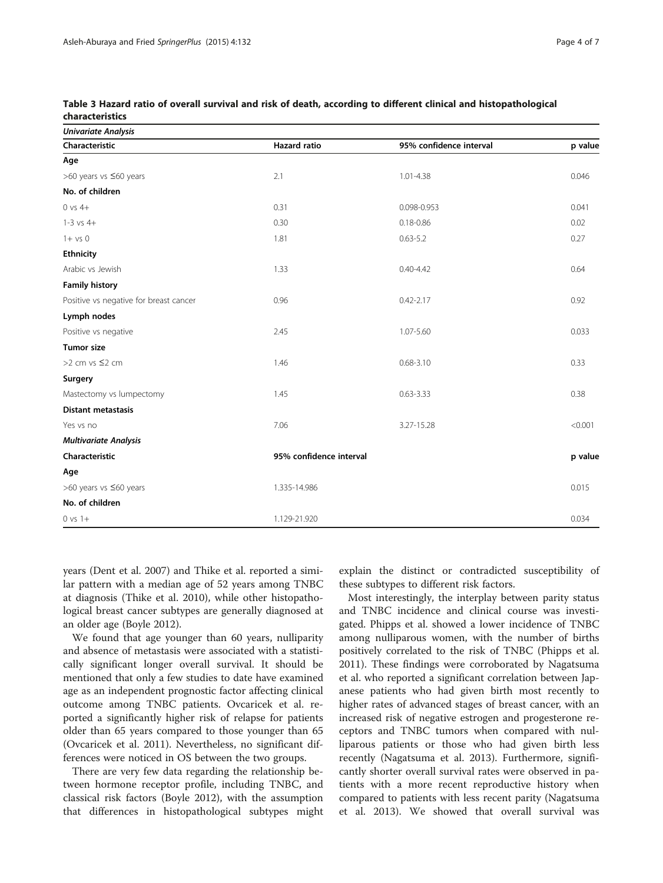**Table 3 Hazard ratio of overall survival and risk of death, according to different clinical and histopathological characteristics**

| ***Univariate Analysis*** | | | |
|---|---|---|---|
| **Characteristic** | **Hazard ratio** | **95% confidence interval** | **p value** |
| **Age** | | | |
| >60 years vs ≤60 years | 2.1 | 1.01-4.38 | 0.046 |
| **No. of children** | | | |
| 0 vs 4+ | 0.31 | 0.098-0.953 | 0.041 |
| 1-3 vs 4+ | 0.30 | 0.18-0.86 | 0.02 |
| 1+ vs 0 | 1.81 | 0.63-5.2 | 0.27 |
| **Ethnicity** | | | |
| Arabic vs Jewish | 1.33 | 0.40-4.42 | 0.64 |
| **Family history** | | | |
| Positive vs negative for breast cancer | 0.96 | 0.42-2.17 | 0.92 |
| **Lymph nodes** | | | |
| Positive vs negative | 2.45 | 1.07-5.60 | 0.033 |
| **Tumor size** | | | |
| >2 cm vs ≤2 cm | 1.46 | 0.68-3.10 | 0.33 |
| **Surgery** | | | |
| Mastectomy vs lumpectomy | 1.45 | 0.63-3.33 | 0.38 |
| **Distant metastasis** | | | |
| Yes vs no | 7.06 | 3.27-15.28 | <0.001 |
| ***Multivariate Analysis*** | | | |
| **Characteristic** | **95% confidence interval** | | **p value** |
| **Age** | | | |
| >60 years vs ≤60 years | 1.335-14.986 | | 0.015 |
| **No. of children** | | | |
| 0 vs 1+ | 1.129-21.920 | | 0.034 |

years (Dent et al. 2007) and Thike et al. reported a similar pattern with a median age of 52 years among TNBC at diagnosis (Thike et al. 2010), while other histopathological breast cancer subtypes are generally diagnosed at an older age (Boyle 2012).

We found that age younger than 60 years, nulliparity and absence of metastasis were associated with a statistically significant longer overall survival. It should be mentioned that only a few studies to date have examined age as an independent prognostic factor affecting clinical outcome among TNBC patients. Ovcaricek et al. reported a significantly higher risk of relapse for patients older than 65 years compared to those younger than 65 (Ovcaricek et al. 2011). Nevertheless, no significant differences were noticed in OS between the two groups.

There are very few data regarding the relationship between hormone receptor profile, including TNBC, and classical risk factors (Boyle 2012), with the assumption that differences in histopathological subtypes might explain the distinct or contradicted susceptibility of these subtypes to different risk factors.

Most interestingly, the interplay between parity status and TNBC incidence and clinical course was investigated. Phipps et al. showed a lower incidence of TNBC among nulliparous women, with the number of births positively correlated to the risk of TNBC (Phipps et al. 2011). These findings were corroborated by Nagatsuma et al. who reported a significant correlation between Japanese patients who had given birth most recently to higher rates of advanced stages of breast cancer, with an increased risk of negative estrogen and progesterone receptors and TNBC tumors when compared with nulliparous patients or those who had given birth less recently (Nagatsuma et al. 2013). Furthermore, significantly shorter overall survival rates were observed in patients with a more recent reproductive history when compared to patients with less recent parity (Nagatsuma et al. 2013). We showed that overall survival was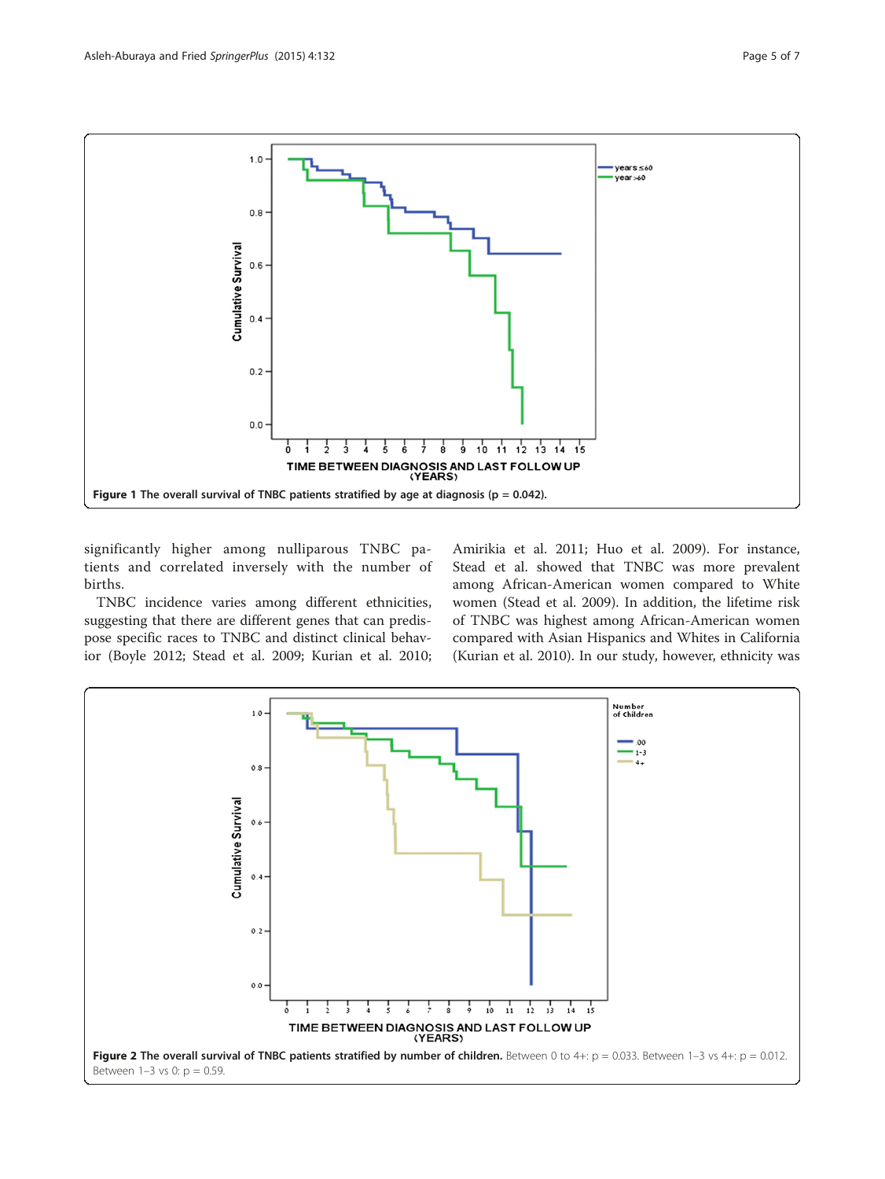Figure 1 The overall survival of TNBC patients stratified by age at diagnosis (p = 0.042).

significantly higher among nulliparous TNBC patients and correlated inversely with the number of births.

TNBC incidence varies among different ethnicities, suggesting that there are different genes that can predispose specific races to TNBC and distinct clinical behavior (Boyle 2012; Stead et al. 2009; Kurian et al. 2010; Amirikia et al. 2011; Huo et al. 2009). For instance, Stead et al. showed that TNBC was more prevalent among African-American women compared to White women (Stead et al. 2009). In addition, the lifetime risk of TNBC was highest among African-American women compared with Asian Hispanics and Whites in California (Kurian et al. 2010). In our study, however, ethnicity was

**Figure 2 The overall survival of TNBC patients stratified by number of children.** Between 0 to 4+: p = 0.033. Between 1–3 vs 4+: p = 0.012. Between 1–3 vs 0: p = 0.59.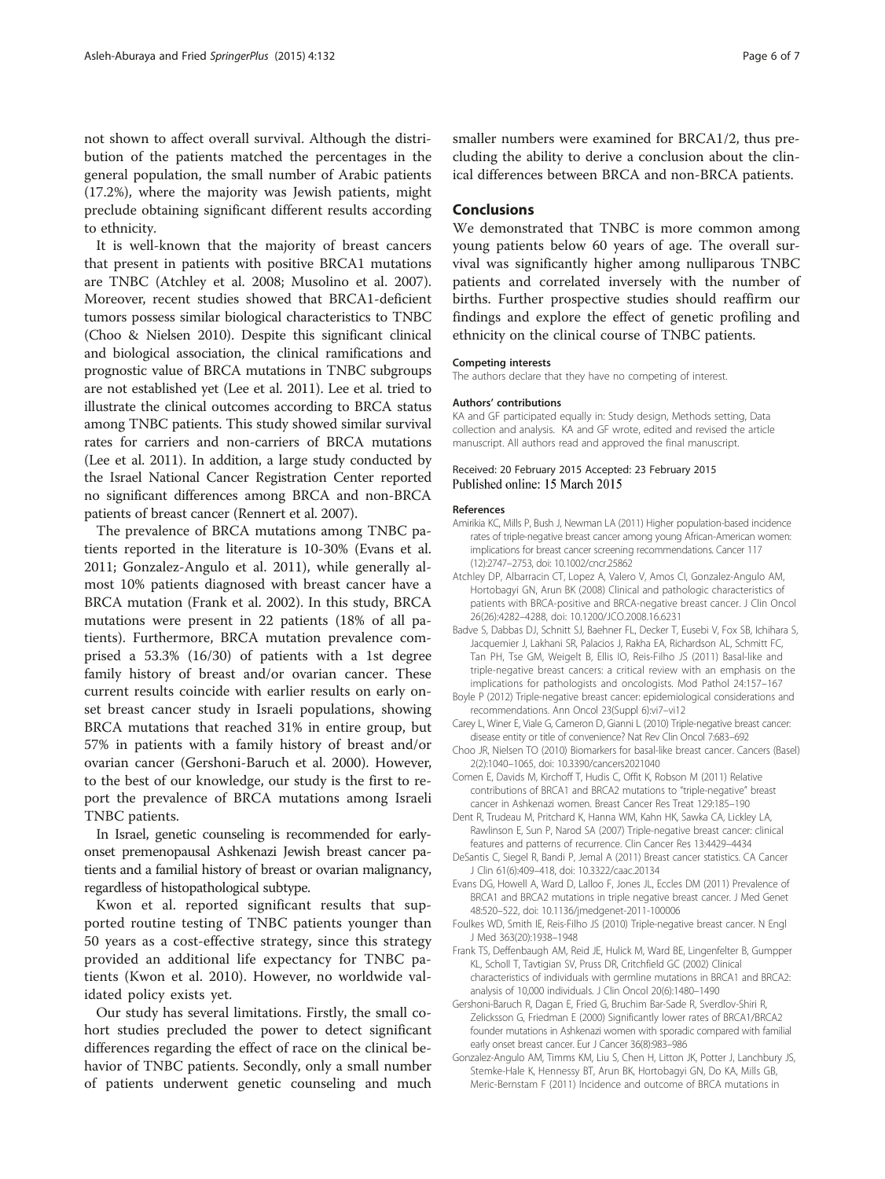not shown to affect overall survival. Although the distribution of the patients matched the percentages in the general population, the small number of Arabic patients (17.2%), where the majority was Jewish patients, might preclude obtaining significant different results according to ethnicity.

It is well-known that the majority of breast cancers that present in patients with positive BRCA1 mutations are TNBC (Atchley et al. 2008; Musolino et al. 2007). Moreover, recent studies showed that BRCA1-deficient tumors possess similar biological characteristics to TNBC (Choo & Nielsen 2010). Despite this significant clinical and biological association, the clinical ramifications and prognostic value of BRCA mutations in TNBC subgroups are not established yet (Lee et al. 2011). Lee et al. tried to illustrate the clinical outcomes according to BRCA status among TNBC patients. This study showed similar survival rates for carriers and non-carriers of BRCA mutations (Lee et al. 2011). In addition, a large study conducted by the Israel National Cancer Registration Center reported no significant differences among BRCA and non-BRCA patients of breast cancer (Rennert et al. 2007).

The prevalence of BRCA mutations among TNBC patients reported in the literature is 10-30% (Evans et al. 2011; Gonzalez-Angulo et al. 2011), while generally almost 10% patients diagnosed with breast cancer have a BRCA mutation (Frank et al. 2002). In this study, BRCA mutations were present in 22 patients (18% of all patients). Furthermore, BRCA mutation prevalence comprised a 53.3% (16/30) of patients with a 1st degree family history of breast and/or ovarian cancer. These current results coincide with earlier results on early onset breast cancer study in Israeli populations, showing BRCA mutations that reached 31% in entire group, but 57% in patients with a family history of breast and/or ovarian cancer (Gershoni-Baruch et al. 2000). However, to the best of our knowledge, our study is the first to report the prevalence of BRCA mutations among Israeli TNBC patients.

In Israel, genetic counseling is recommended for early-onset premenopausal Ashkenazi Jewish breast cancer patients and a familial history of breast or ovarian malignancy, regardless of histopathological subtype.

Kwon et al. reported significant results that supported routine testing of TNBC patients younger than 50 years as a cost-effective strategy, since this strategy provided an additional life expectancy for TNBC patients (Kwon et al. 2010). However, no worldwide validated policy exists yet.

Our study has several limitations. Firstly, the small cohort studies precluded the power to detect significant differences regarding the effect of race on the clinical behavior of TNBC patients. Secondly, only a small number of patients underwent genetic counseling and much smaller numbers were examined for BRCA1/2, thus precluding the ability to derive a conclusion about the clinical differences between BRCA and non-BRCA patients.

## Conclusions

We demonstrated that TNBC is more common among young patients below 60 years of age. The overall survival was significantly higher among nulliparous TNBC patients and correlated inversely with the number of births. Further prospective studies should reaffirm our findings and explore the effect of genetic profiling and ethnicity on the clinical course of TNBC patients.

#### Competing interests

The authors declare that they have no competing of interest.

#### Authors' contributions

KA and GF participated equally in: Study design, Methods setting, Data collection and analysis. KA and GF wrote, edited and revised the article manuscript. All authors read and approved the final manuscript.

Received: 20 February 2015 Accepted: 23 February 2015
Published online: 15 March 2015

#### References

Amirikia KC, Mills P, Bush J, Newman LA (2011) Higher population-based incidence rates of triple-negative breast cancer among young African-American women: implications for breast cancer screening recommendations. Cancer 117 (12):2747–2753, doi: 10.1002/cncr.25862

Atchley DP, Albarracin CT, Lopez A, Valero V, Amos CI, Gonzalez-Angulo AM, Hortobagyi GN, Arun BK (2008) Clinical and pathologic characteristics of patients with BRCA-positive and BRCA-negative breast cancer. J Clin Oncol 26(26):4282–4288, doi: 10.1200/JCO.2008.16.6231

Badve S, Dabbas DJ, Schnitt SJ, Baehner FL, Decker T, Eusebi V, Fox SB, Ichihara S, Jacquemier J, Lakhani SR, Palacios J, Rakha EA, Richardson AL, Schmitt FC, Tan PH, Tse GM, Weigelt B, Ellis IO, Reis-Filho JS (2011) Basal-like and triple-negative breast cancers: a critical review with an emphasis on the implications for pathologists and oncologists. Mod Pathol 24:157–167

Boyle P (2012) Triple-negative breast cancer: epidemiological considerations and recommendations. Ann Oncol 23(Suppl 6):vi7–vi12

Carey L, Winer E, Viale G, Cameron D, Gianni L (2010) Triple-negative breast cancer: disease entity or title of convenience? Nat Rev Clin Oncol 7:683–692

Choo JR, Nielsen TO (2010) Biomarkers for basal-like breast cancer. Cancers (Basel) 2(2):1040–1065, doi: 10.3390/cancers2021040

Comen E, Davids M, Kirchoff T, Hudis C, Offit K, Robson M (2011) Relative contributions of BRCA1 and BRCA2 mutations to "triple-negative" breast cancer in Ashkenazi women. Breast Cancer Res Treat 129:185–190

Dent R, Trudeau M, Pritchard K, Hanna WM, Kahn HK, Sawka CA, Lickley LA, Rawlinson E, Sun P, Narod SA (2007) Triple-negative breast cancer: clinical features and patterns of recurrence. Clin Cancer Res 13:4429–4434

DeSantis C, Siegel R, Bandi P, Jemal A (2011) Breast cancer statistics. CA Cancer J Clin 61(6):409–418, doi: 10.3322/caac.20134

Evans DG, Howell A, Ward D, Lalloo F, Jones JL, Eccles DM (2011) Prevalence of BRCA1 and BRCA2 mutations in triple negative breast cancer. J Med Genet 48:520–522, doi: 10.1136/jmedgenet-2011-100006

Foulkes WD, Smith IE, Reis-Filho JS (2010) Triple-negative breast cancer. N Engl J Med 363(20):1938–1948

Frank TS, Deffenbaugh AM, Reid JE, Hulick M, Ward BE, Lingenfelter B, Gumpper KL, Scholl T, Tavtigian SV, Pruss DR, Critchfield GC (2002) Clinical characteristics of individuals with germline mutations in BRCA1 and BRCA2: analysis of 10,000 individuals. J Clin Oncol 20(6):1480–1490

Gershoni-Baruch R, Dagan E, Fried G, Bruchim Bar-Sade R, Sverdlov-Shiri R, Zelicksson G, Friedman E (2000) Significantly lower rates of BRCA1/BRCA2 founder mutations in Ashkenazi women with sporadic compared with familial early onset breast cancer. Eur J Cancer 36(8):983–986

Gonzalez-Angulo AM, Timms KM, Liu S, Chen H, Litton JK, Potter J, Lanchbury JS, Stemke-Hale K, Hennessy BT, Arun BK, Hortobagyi GN, Do KA, Mills GB, Meric-Bernstam F (2011) Incidence and outcome of BRCA mutations in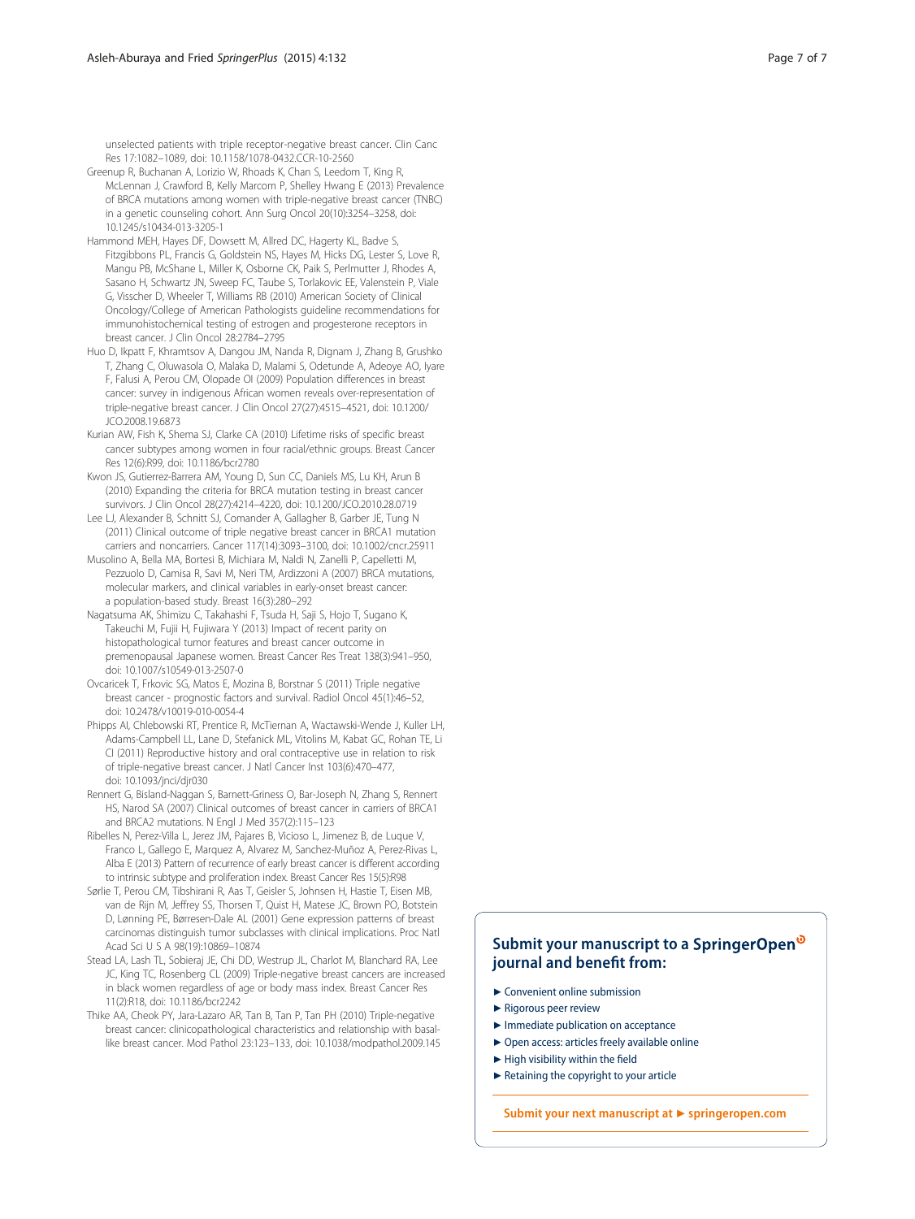unselected patients with triple receptor-negative breast cancer. Clin Canc Res 17:1082–1089, doi: 10.1158/1078-0432.CCR-10-2560

Greenup R, Buchanan A, Lorizio W, Rhoads K, Chan S, Leedom T, King R, McLennan J, Crawford B, Kelly Marcom P, Shelley Hwang E (2013) Prevalence of BRCA mutations among women with triple-negative breast cancer (TNBC) in a genetic counseling cohort. Ann Surg Oncol 20(10):3254–3258, doi: 10.1245/s10434-013-3205-1

Hammond MEH, Hayes DF, Dowsett M, Allred DC, Hagerty KL, Badve S, Fitzgibbons PL, Francis G, Goldstein NS, Hayes M, Hicks DG, Lester S, Love R, Mangu PB, McShane L, Miller K, Osborne CK, Paik S, Perlmutter J, Rhodes A, Sasano H, Schwartz JN, Sweep FC, Taube S, Torlakovic EE, Valenstein P, Viale G, Visscher D, Wheeler T, Williams RB (2010) American Society of Clinical Oncology/College of American Pathologists guideline recommendations for immunohistochemical testing of estrogen and progesterone receptors in breast cancer. J Clin Oncol 28:2784–2795

Huo D, Ikpatt F, Khramtsov A, Dangou JM, Nanda R, Dignam J, Zhang B, Grushko T, Zhang C, Oluwasola O, Malaka D, Malami S, Odetunde A, Adeoye AO, Iyare F, Falusi A, Perou CM, Olopade OI (2009) Population differences in breast cancer: survey in indigenous African women reveals over-representation of triple-negative breast cancer. J Clin Oncol 27(27):4515–4521, doi: 10.1200/JCO.2008.19.6873

Kurian AW, Fish K, Shema SJ, Clarke CA (2010) Lifetime risks of specific breast cancer subtypes among women in four racial/ethnic groups. Breast Cancer Res 12(6):R99, doi: 10.1186/bcr2780

Kwon JS, Gutierrez-Barrera AM, Young D, Sun CC, Daniels MS, Lu KH, Arun B (2010) Expanding the criteria for BRCA mutation testing in breast cancer survivors. J Clin Oncol 28(27):4214–4220, doi: 10.1200/JCO.2010.28.0719

Lee LJ, Alexander B, Schnitt SJ, Comander A, Gallagher B, Garber JE, Tung N (2011) Clinical outcome of triple negative breast cancer in BRCA1 mutation carriers and noncarriers. Cancer 117(14):3093–3100, doi: 10.1002/cncr.25911

Musolino A, Bella MA, Bortesi B, Michiara M, Naldi N, Zanelli P, Capelletti M, Pezzuolo D, Camisa R, Savi M, Neri TM, Ardizzoni A (2007) BRCA mutations, molecular markers, and clinical variables in early-onset breast cancer: a population-based study. Breast 16(3):280–292

Nagatsuma AK, Shimizu C, Takahashi F, Tsuda H, Saji S, Hojo T, Sugano K, Takeuchi M, Fujii H, Fujiwara Y (2013) Impact of recent parity on histopathological tumor features and breast cancer outcome in premenopausal Japanese women. Breast Cancer Res Treat 138(3):941–950, doi: 10.1007/s10549-013-2507-0

Ovcaricek T, Frkovic SG, Matos E, Mozina B, Borstnar S (2011) Triple negative breast cancer - prognostic factors and survival. Radiol Oncol 45(1):46–52, doi: 10.2478/v10019-010-0054-4

Phipps AI, Chlebowski RT, Prentice R, McTiernan A, Wactawski-Wende J, Kuller LH, Adams-Campbell LL, Lane D, Stefanick ML, Vitolins M, Kabat GC, Rohan TE, Li CI (2011) Reproductive history and oral contraceptive use in relation to risk of triple-negative breast cancer. J Natl Cancer Inst 103(6):470–477, doi: 10.1093/jnci/djr030

Rennert G, Bisland-Naggan S, Barnett-Griness O, Bar-Joseph N, Zhang S, Rennert HS, Narod SA (2007) Clinical outcomes of breast cancer in carriers of BRCA1 and BRCA2 mutations. N Engl J Med 357(2):115–123

Ribelles N, Perez-Villa L, Jerez JM, Pajares B, Vicioso L, Jimenez B, de Luque V, Franco L, Gallego E, Marquez A, Alvarez M, Sanchez-Muñoz A, Perez-Rivas L, Alba E (2013) Pattern of recurrence of early breast cancer is different according to intrinsic subtype and proliferation index. Breast Cancer Res 15(5):R98

Sørlie T, Perou CM, Tibshirani R, Aas T, Geisler S, Johnsen H, Hastie T, Eisen MB, van de Rijn M, Jeffrey SS, Thorsen T, Quist H, Matese JC, Brown PO, Botstein D, Lønning PE, Børresen-Dale AL (2001) Gene expression patterns of breast carcinomas distinguish tumor subclasses with clinical implications. Proc Natl Acad Sci U S A 98(19):10869–10874

Stead LA, Lash TL, Sobieraj JE, Chi DD, Westrup JL, Charlot M, Blanchard RA, Lee JC, King TC, Rosenberg CL (2009) Triple-negative breast cancers are increased in black women regardless of age or body mass index. Breast Cancer Res 11(2):R18, doi: 10.1186/bcr2242

Thike AA, Cheok PY, Jara-Lazaro AR, Tan B, Tan P, Tan PH (2010) Triple-negative breast cancer: clinicopathological characteristics and relationship with basal-like breast cancer. Mod Pathol 23:123–133, doi: 10.1038/modpathol.2009.145

**Submit your manuscript to a SpringerOpen journal and benefit from:**

- ► Convenient online submission
- ► Rigorous peer review
- ► Immediate publication on acceptance
- ► Open access: articles freely available online
- ► High visibility within the field
- ► Retaining the copyright to your article

**Submit your next manuscript at ► springeropen.com**